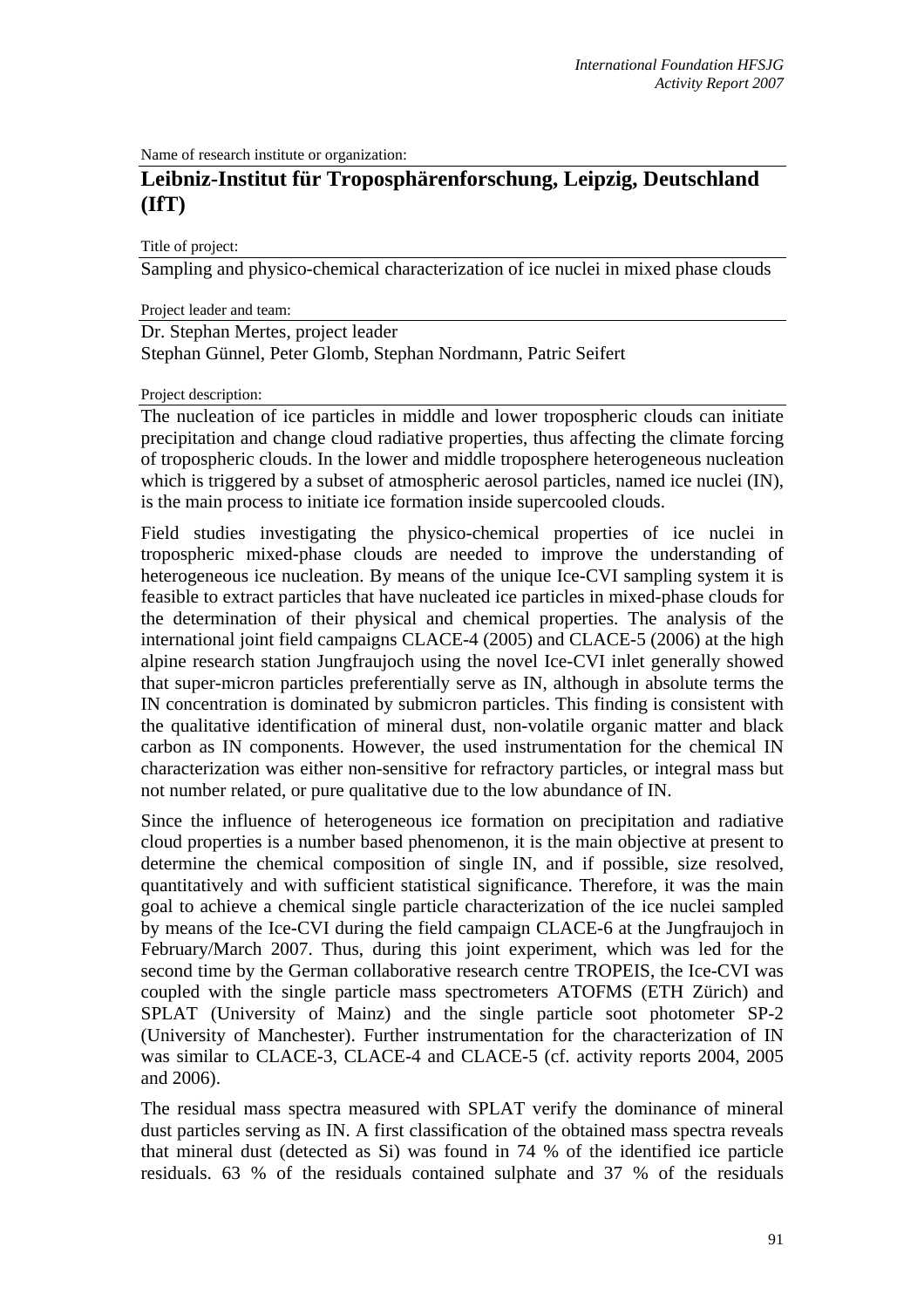Name of research institute or organization:

# Leibniz-Institut für Troposphärenforschung, Leipzig, Deutschland (IfT)

Title of project:

Sampling and physico-chemical characterization of ice nuclei in mixed phase clouds

Project leader and team:

Dr. Stephan Mertes, project leader
Stephan Günnel, Peter Glomb, Stephan Nordmann, Patric Seifert

Project description:

The nucleation of ice particles in middle and lower tropospheric clouds can initiate precipitation and change cloud radiative properties, thus affecting the climate forcing of tropospheric clouds. In the lower and middle troposphere heterogeneous nucleation which is triggered by a subset of atmospheric aerosol particles, named ice nuclei (IN), is the main process to initiate ice formation inside supercooled clouds.

Field studies investigating the physico-chemical properties of ice nuclei in tropospheric mixed-phase clouds are needed to improve the understanding of heterogeneous ice nucleation. By means of the unique Ice-CVI sampling system it is feasible to extract particles that have nucleated ice particles in mixed-phase clouds for the determination of their physical and chemical properties. The analysis of the international joint field campaigns CLACE-4 (2005) and CLACE-5 (2006) at the high alpine research station Jungfraujoch using the novel Ice-CVI inlet generally showed that super-micron particles preferentially serve as IN, although in absolute terms the IN concentration is dominated by submicron particles. This finding is consistent with the qualitative identification of mineral dust, non-volatile organic matter and black carbon as IN components. However, the used instrumentation for the chemical IN characterization was either non-sensitive for refractory particles, or integral mass but not number related, or pure qualitative due to the low abundance of IN.

Since the influence of heterogeneous ice formation on precipitation and radiative cloud properties is a number based phenomenon, it is the main objective at present to determine the chemical composition of single IN, and if possible, size resolved, quantitatively and with sufficient statistical significance. Therefore, it was the main goal to achieve a chemical single particle characterization of the ice nuclei sampled by means of the Ice-CVI during the field campaign CLACE-6 at the Jungfraujoch in February/March 2007. Thus, during this joint experiment, which was led for the second time by the German collaborative research centre TROPEIS, the Ice-CVI was coupled with the single particle mass spectrometers ATOFMS (ETH Zürich) and SPLAT (University of Mainz) and the single particle soot photometer SP-2 (University of Manchester). Further instrumentation for the characterization of IN was similar to CLACE-3, CLACE-4 and CLACE-5 (cf. activity reports 2004, 2005 and 2006).

The residual mass spectra measured with SPLAT verify the dominance of mineral dust particles serving as IN. A first classification of the obtained mass spectra reveals that mineral dust (detected as Si) was found in 74 % of the identified ice particle residuals. 63 % of the residuals contained sulphate and 37 % of the residuals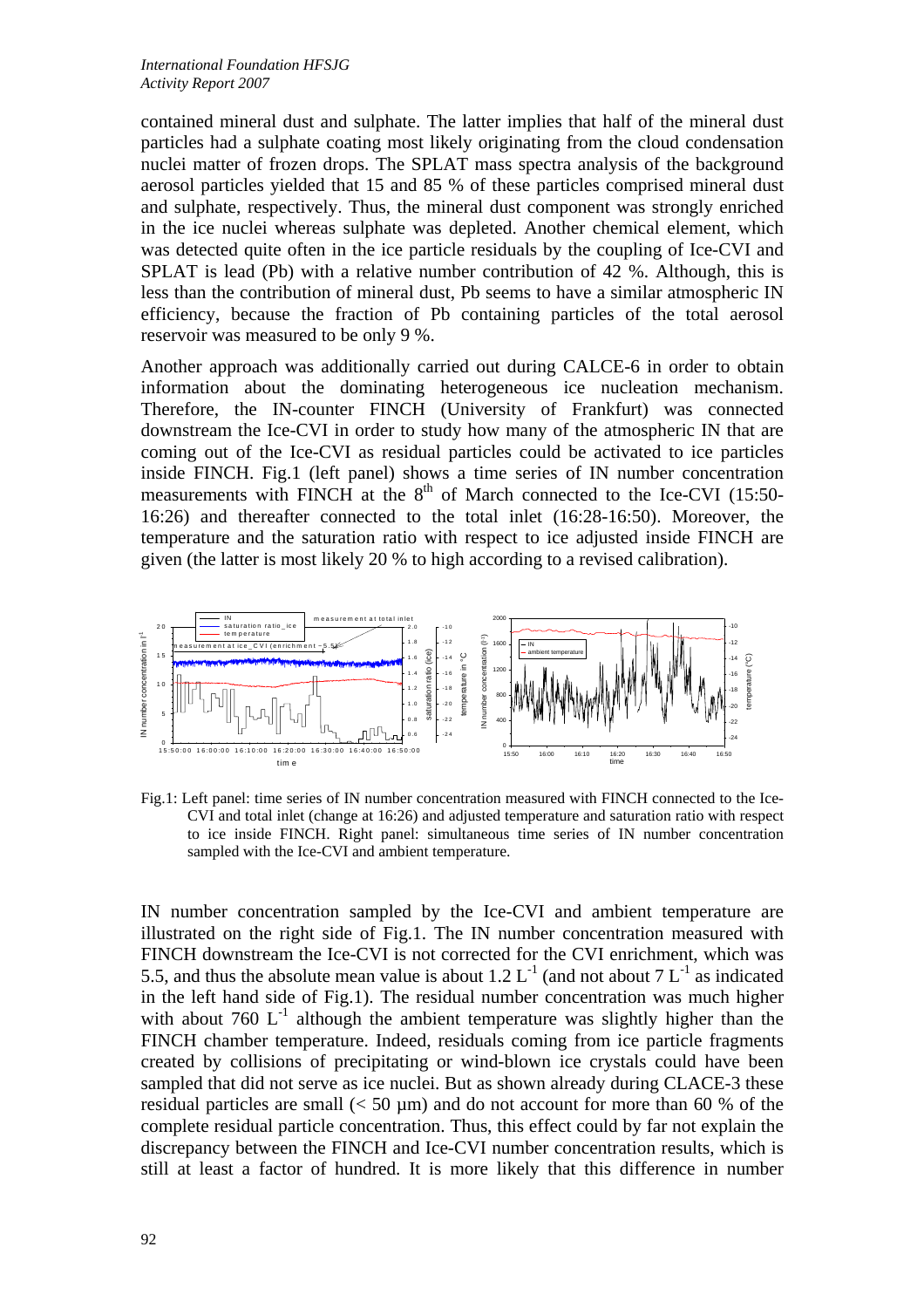contained mineral dust and sulphate. The latter implies that half of the mineral dust particles had a sulphate coating most likely originating from the cloud condensation nuclei matter of frozen drops. The SPLAT mass spectra analysis of the background aerosol particles yielded that 15 and 85 % of these particles comprised mineral dust and sulphate, respectively. Thus, the mineral dust component was strongly enriched in the ice nuclei whereas sulphate was depleted. Another chemical element, which was detected quite often in the ice particle residuals by the coupling of Ice-CVI and SPLAT is lead (Pb) with a relative number contribution of 42 %. Although, this is less than the contribution of mineral dust, Pb seems to have a similar atmospheric IN efficiency, because the fraction of Pb containing particles of the total aerosol reservoir was measured to be only 9 %.

Another approach was additionally carried out during CALCE-6 in order to obtain information about the dominating heterogeneous ice nucleation mechanism. Therefore, the IN-counter FINCH (University of Frankfurt) was connected downstream the Ice-CVI in order to study how many of the atmospheric IN that are coming out of the Ice-CVI as residual particles could be activated to ice particles inside FINCH. Fig.1 (left panel) shows a time series of IN number concentration measurements with FINCH at the 8[th] of March connected to the Ice-CVI (15:50-16:26) and thereafter connected to the total inlet (16:28-16:50). Moreover, the temperature and the saturation ratio with respect to ice adjusted inside FINCH are given (the latter is most likely 20 % to high according to a revised calibration).

Fig.1: Left panel: time series of IN number concentration measured with FINCH connected to the Ice-CVI and total inlet (change at 16:26) and adjusted temperature and saturation ratio with respect to ice inside FINCH. Right panel: simultaneous time series of IN number concentration sampled with the Ice-CVI and ambient temperature.

IN number concentration sampled by the Ice-CVI and ambient temperature are illustrated on the right side of Fig.1. The IN number concentration measured with FINCH downstream the Ice-CVI is not corrected for the CVI enrichment, which was 5.5, and thus the absolute mean value is about 1.2 $L^{-1}$ (and not about 7 $L^{-1}$ as indicated in the left hand side of Fig.1). The residual number concentration was much higher with about 760 $L^{-1}$ although the ambient temperature was slightly higher than the FINCH chamber temperature. Indeed, residuals coming from ice particle fragments created by collisions of precipitating or wind-blown ice crystals could have been sampled that did not serve as ice nuclei. But as shown already during CLACE-3 these residual particles are small (< 50 µm) and do not account for more than 60 % of the complete residual particle concentration. Thus, this effect could by far not explain the discrepancy between the FINCH and Ice-CVI number concentration results, which is still at least a factor of hundred. It is more likely that this difference in number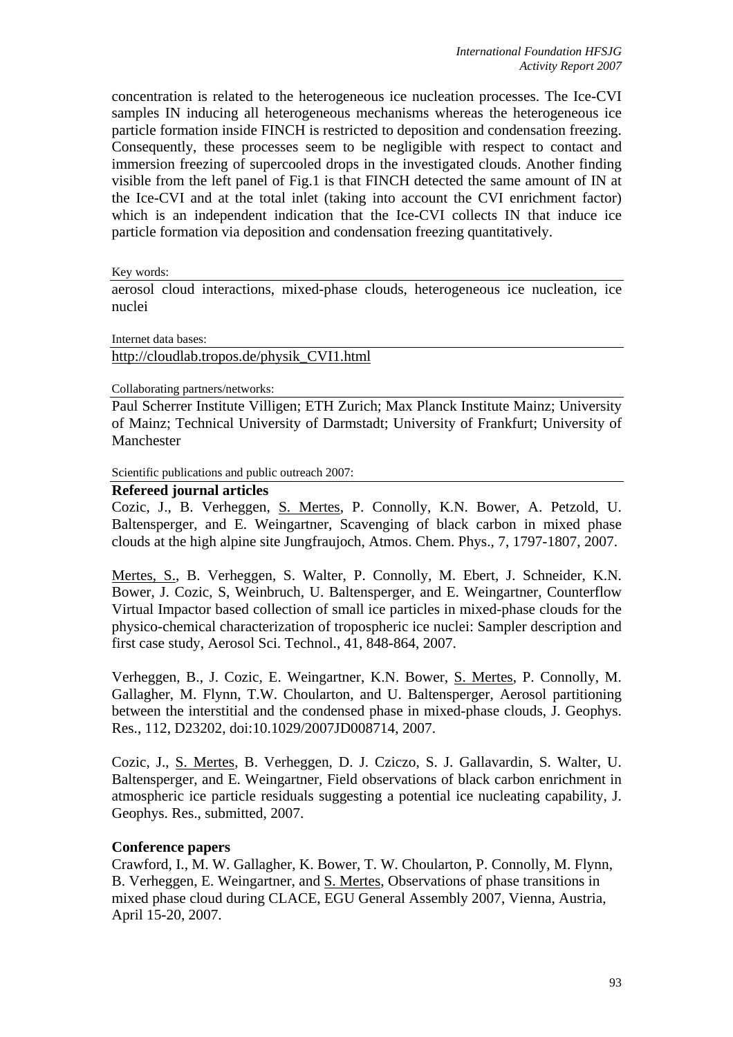concentration is related to the heterogeneous ice nucleation processes. The Ice-CVI samples IN inducing all heterogeneous mechanisms whereas the heterogeneous ice particle formation inside FINCH is restricted to deposition and condensation freezing. Consequently, these processes seem to be negligible with respect to contact and immersion freezing of supercooled drops in the investigated clouds. Another finding visible from the left panel of Fig.1 is that FINCH detected the same amount of IN at the Ice-CVI and at the total inlet (taking into account the CVI enrichment factor) which is an independent indication that the Ice-CVI collects IN that induce ice particle formation via deposition and condensation freezing quantitatively.

Key words:

aerosol cloud interactions, mixed-phase clouds, heterogeneous ice nucleation, ice nuclei

Internet data bases:

http://cloudlab.tropos.de/physik_CVI1.html

Collaborating partners/networks:

Paul Scherrer Institute Villigen; ETH Zurich; Max Planck Institute Mainz; University of Mainz; Technical University of Darmstadt; University of Frankfurt; University of Manchester

Scientific publications and public outreach 2007:

**Refereed journal articles**

Cozic, J., B. Verheggen, S. Mertes, P. Connolly, K.N. Bower, A. Petzold, U. Baltensperger, and E. Weingartner, Scavenging of black carbon in mixed phase clouds at the high alpine site Jungfraujoch, Atmos. Chem. Phys., 7, 1797-1807, 2007.

Mertes, S., B. Verheggen, S. Walter, P. Connolly, M. Ebert, J. Schneider, K.N. Bower, J. Cozic, S, Weinbruch, U. Baltensperger, and E. Weingartner, Counterflow Virtual Impactor based collection of small ice particles in mixed-phase clouds for the physico-chemical characterization of tropospheric ice nuclei: Sampler description and first case study, Aerosol Sci. Technol., 41, 848-864, 2007.

Verheggen, B., J. Cozic, E. Weingartner, K.N. Bower, S. Mertes, P. Connolly, M. Gallagher, M. Flynn, T.W. Choularton, and U. Baltensperger, Aerosol partitioning between the interstitial and the condensed phase in mixed-phase clouds, J. Geophys. Res., 112, D23202, doi:10.1029/2007JD008714, 2007.

Cozic, J., S. Mertes, B. Verheggen, D. J. Cziczo, S. J. Gallavardin, S. Walter, U. Baltensperger, and E. Weingartner, Field observations of black carbon enrichment in atmospheric ice particle residuals suggesting a potential ice nucleating capability, J. Geophys. Res., submitted, 2007.

**Conference papers**

Crawford, I., M. W. Gallagher, K. Bower, T. W. Choularton, P. Connolly, M. Flynn, B. Verheggen, E. Weingartner, and S. Mertes, Observations of phase transitions in mixed phase cloud during CLACE, EGU General Assembly 2007, Vienna, Austria, April 15-20, 2007.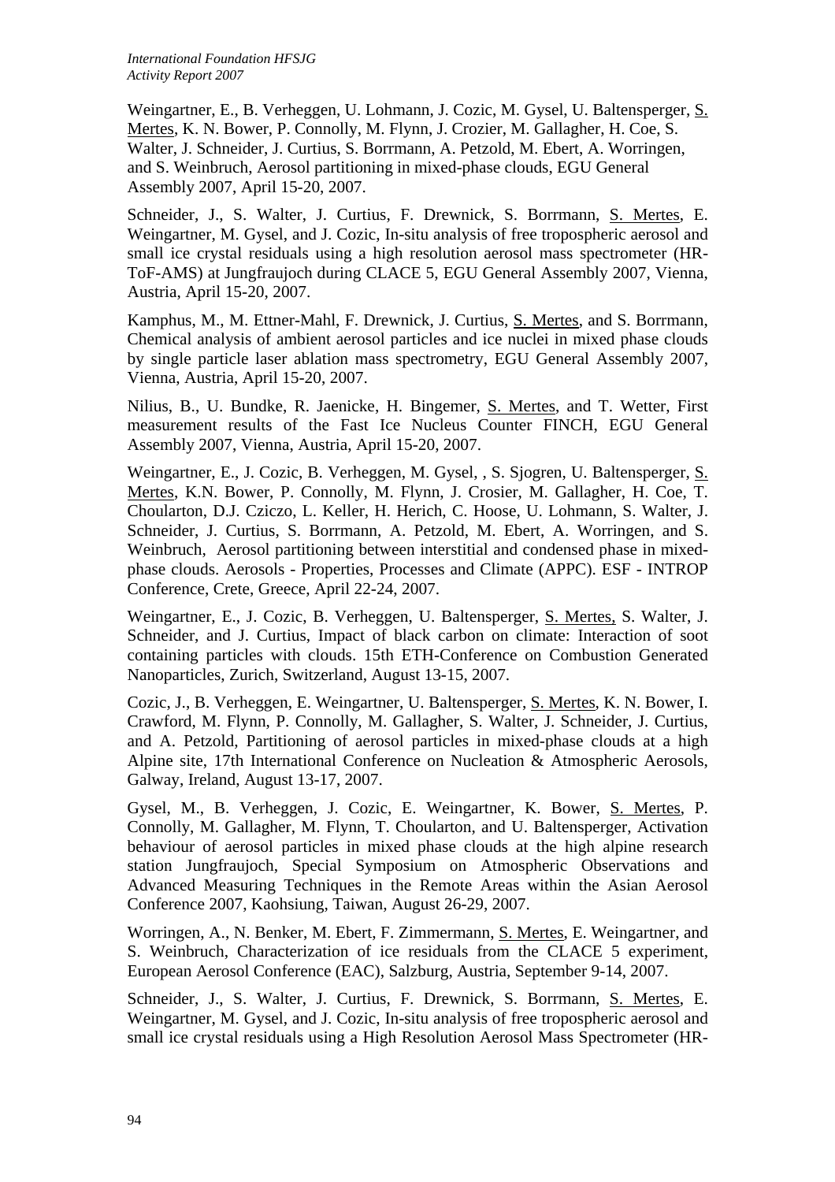Weingartner, E., B. Verheggen, U. Lohmann, J. Cozic, M. Gysel, U. Baltensperger, S. Mertes, K. N. Bower, P. Connolly, M. Flynn, J. Crozier, M. Gallagher, H. Coe, S. Walter, J. Schneider, J. Curtius, S. Borrmann, A. Petzold, M. Ebert, A. Worringen, and S. Weinbruch, Aerosol partitioning in mixed-phase clouds, EGU General Assembly 2007, April 15-20, 2007.

Schneider, J., S. Walter, J. Curtius, F. Drewnick, S. Borrmann, S. Mertes, E. Weingartner, M. Gysel, and J. Cozic, In-situ analysis of free tropospheric aerosol and small ice crystal residuals using a high resolution aerosol mass spectrometer (HR-ToF-AMS) at Jungfraujoch during CLACE 5, EGU General Assembly 2007, Vienna, Austria, April 15-20, 2007.

Kamphus, M., M. Ettner-Mahl, F. Drewnick, J. Curtius, S. Mertes, and S. Borrmann, Chemical analysis of ambient aerosol particles and ice nuclei in mixed phase clouds by single particle laser ablation mass spectrometry, EGU General Assembly 2007, Vienna, Austria, April 15-20, 2007.

Nilius, B., U. Bundke, R. Jaenicke, H. Bingemer, S. Mertes, and T. Wetter, First measurement results of the Fast Ice Nucleus Counter FINCH, EGU General Assembly 2007, Vienna, Austria, April 15-20, 2007.

Weingartner, E., J. Cozic, B. Verheggen, M. Gysel, , S. Sjogren, U. Baltensperger, S. Mertes, K.N. Bower, P. Connolly, M. Flynn, J. Crosier, M. Gallagher, H. Coe, T. Choularton, D.J. Cziczo, L. Keller, H. Herich, C. Hoose, U. Lohmann, S. Walter, J. Schneider, J. Curtius, S. Borrmann, A. Petzold, M. Ebert, A. Worringen, and S. Weinbruch, Aerosol partitioning between interstitial and condensed phase in mixed-phase clouds. Aerosols - Properties, Processes and Climate (APPC). ESF - INTROP Conference, Crete, Greece, April 22-24, 2007.

Weingartner, E., J. Cozic, B. Verheggen, U. Baltensperger, S. Mertes, S. Walter, J. Schneider, and J. Curtius, Impact of black carbon on climate: Interaction of soot containing particles with clouds. 15th ETH-Conference on Combustion Generated Nanoparticles, Zurich, Switzerland, August 13-15, 2007.

Cozic, J., B. Verheggen, E. Weingartner, U. Baltensperger, S. Mertes, K. N. Bower, I. Crawford, M. Flynn, P. Connolly, M. Gallagher, S. Walter, J. Schneider, J. Curtius, and A. Petzold, Partitioning of aerosol particles in mixed-phase clouds at a high Alpine site, 17th International Conference on Nucleation & Atmospheric Aerosols, Galway, Ireland, August 13-17, 2007.

Gysel, M., B. Verheggen, J. Cozic, E. Weingartner, K. Bower, S. Mertes, P. Connolly, M. Gallagher, M. Flynn, T. Choularton, and U. Baltensperger, Activation behaviour of aerosol particles in mixed phase clouds at the high alpine research station Jungfraujoch, Special Symposium on Atmospheric Observations and Advanced Measuring Techniques in the Remote Areas within the Asian Aerosol Conference 2007, Kaohsiung, Taiwan, August 26-29, 2007.

Worringen, A., N. Benker, M. Ebert, F. Zimmermann, S. Mertes, E. Weingartner, and S. Weinbruch, Characterization of ice residuals from the CLACE 5 experiment, European Aerosol Conference (EAC), Salzburg, Austria, September 9-14, 2007.

Schneider, J., S. Walter, J. Curtius, F. Drewnick, S. Borrmann, S. Mertes, E. Weingartner, M. Gysel, and J. Cozic, In-situ analysis of free tropospheric aerosol and small ice crystal residuals using a High Resolution Aerosol Mass Spectrometer (HR-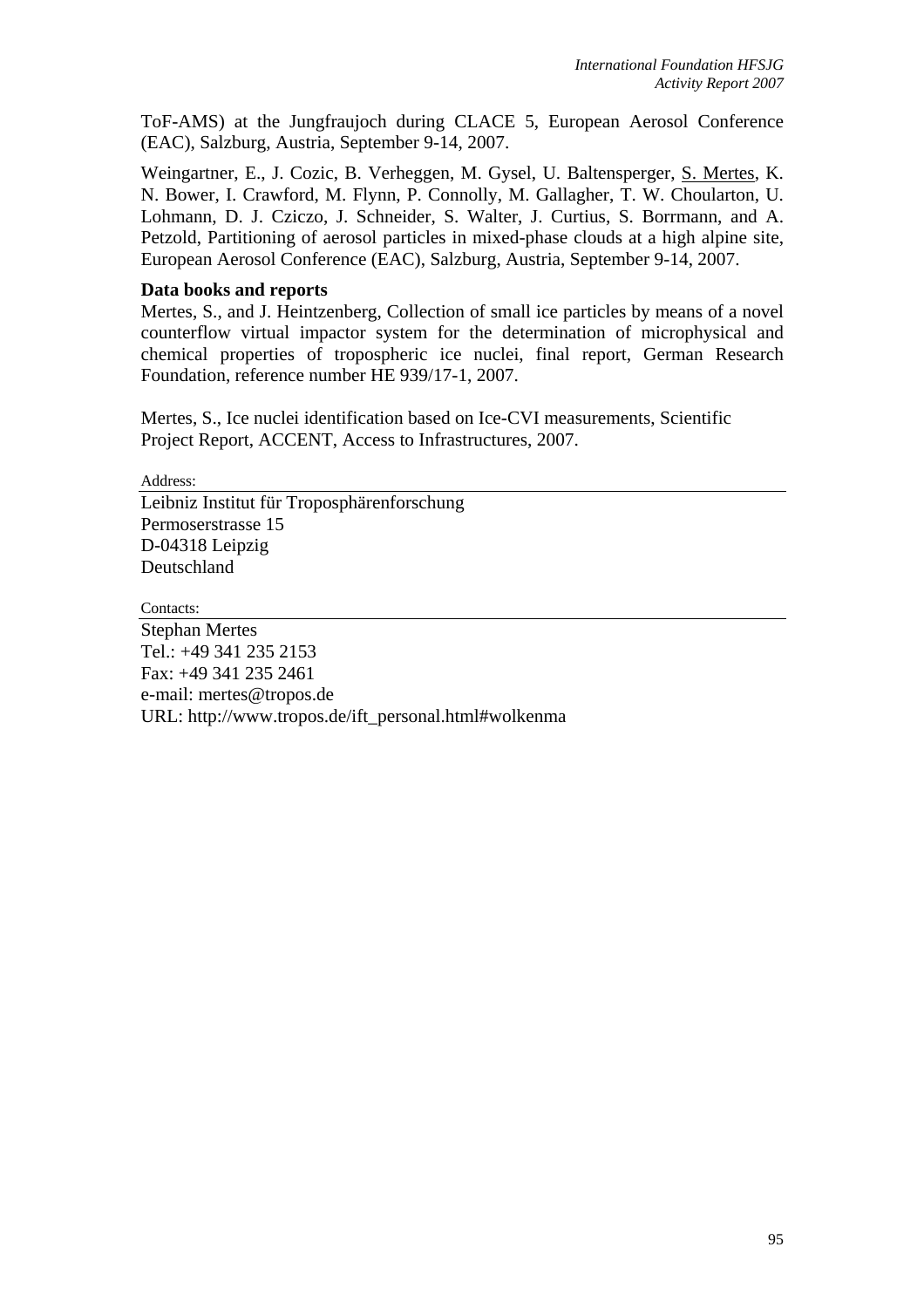ToF-AMS) at the Jungfraujoch during CLACE 5, European Aerosol Conference (EAC), Salzburg, Austria, September 9-14, 2007.

Weingartner, E., J. Cozic, B. Verheggen, M. Gysel, U. Baltensperger, S. Mertes, K. N. Bower, I. Crawford, M. Flynn, P. Connolly, M. Gallagher, T. W. Choularton, U. Lohmann, D. J. Cziczo, J. Schneider, S. Walter, J. Curtius, S. Borrmann, and A. Petzold, Partitioning of aerosol particles in mixed-phase clouds at a high alpine site, European Aerosol Conference (EAC), Salzburg, Austria, September 9-14, 2007.

**Data books and reports**

Mertes, S., and J. Heintzenberg, Collection of small ice particles by means of a novel counterflow virtual impactor system for the determination of microphysical and chemical properties of tropospheric ice nuclei, final report, German Research Foundation, reference number HE 939/17-1, 2007.

Mertes, S., Ice nuclei identification based on Ice-CVI measurements, Scientific Project Report, ACCENT, Access to Infrastructures, 2007.

Address:

Leibniz Institut für Troposphärenforschung
Permoserstrasse 15
D-04318 Leipzig
Deutschland

Contacts:

Stephan Mertes
Tel.: +49 341 235 2153
Fax: +49 341 235 2461
e-mail: mertes@tropos.de
URL: http://www.tropos.de/ift_personal.html#wolkenma